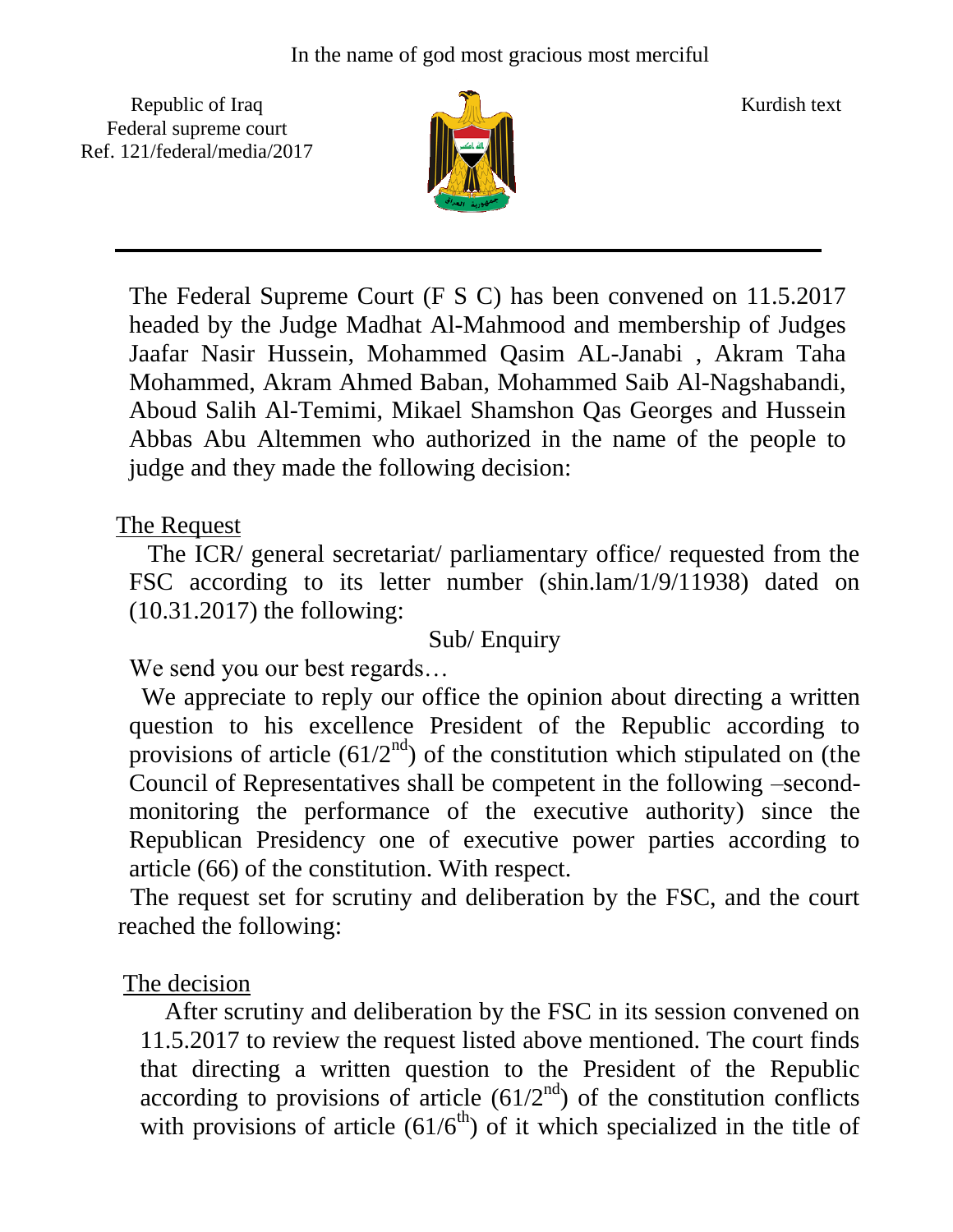In the name of god most gracious most merciful

Republic of Iraq
Federal supreme court
Ref. 121/federal/media/2017

Kurdish text

---

The Federal Supreme Court (F S C) has been convened on 11.5.2017 headed by the Judge Madhat Al-Mahmood and membership of Judges Jaafar Nasir Hussein, Mohammed Qasim AL-Janabi , Akram Taha Mohammed, Akram Ahmed Baban, Mohammed Saib Al-Nagshabandi, Aboud Salih Al-Temimi, Mikael Shamshon Qas Georges and Hussein Abbas Abu Altemmen who authorized in the name of the people to judge and they made the following decision:

## The Request

The ICR/ general secretariat/ parliamentary office/ requested from the FSC according to its letter number (shin.lam/1/9/11938) dated on (10.31.2017) the following:

Sub/ Enquiry

We send you our best regards…

We appreciate to reply our office the opinion about directing a written question to his excellence President of the Republic according to provisions of article ($61/2^{nd}$) of the constitution which stipulated on (the Council of Representatives shall be competent in the following –second-monitoring the performance of the executive authority) since the Republican Presidency one of executive power parties according to article (66) of the constitution. With respect.

The request set for scrutiny and deliberation by the FSC, and the court reached the following:

## The decision

After scrutiny and deliberation by the FSC in its session convened on 11.5.2017 to review the request listed above mentioned. The court finds that directing a written question to the President of the Republic according to provisions of article ($61/2^{nd}$) of the constitution conflicts with provisions of article ($61/6^{th}$) of it which specialized in the title of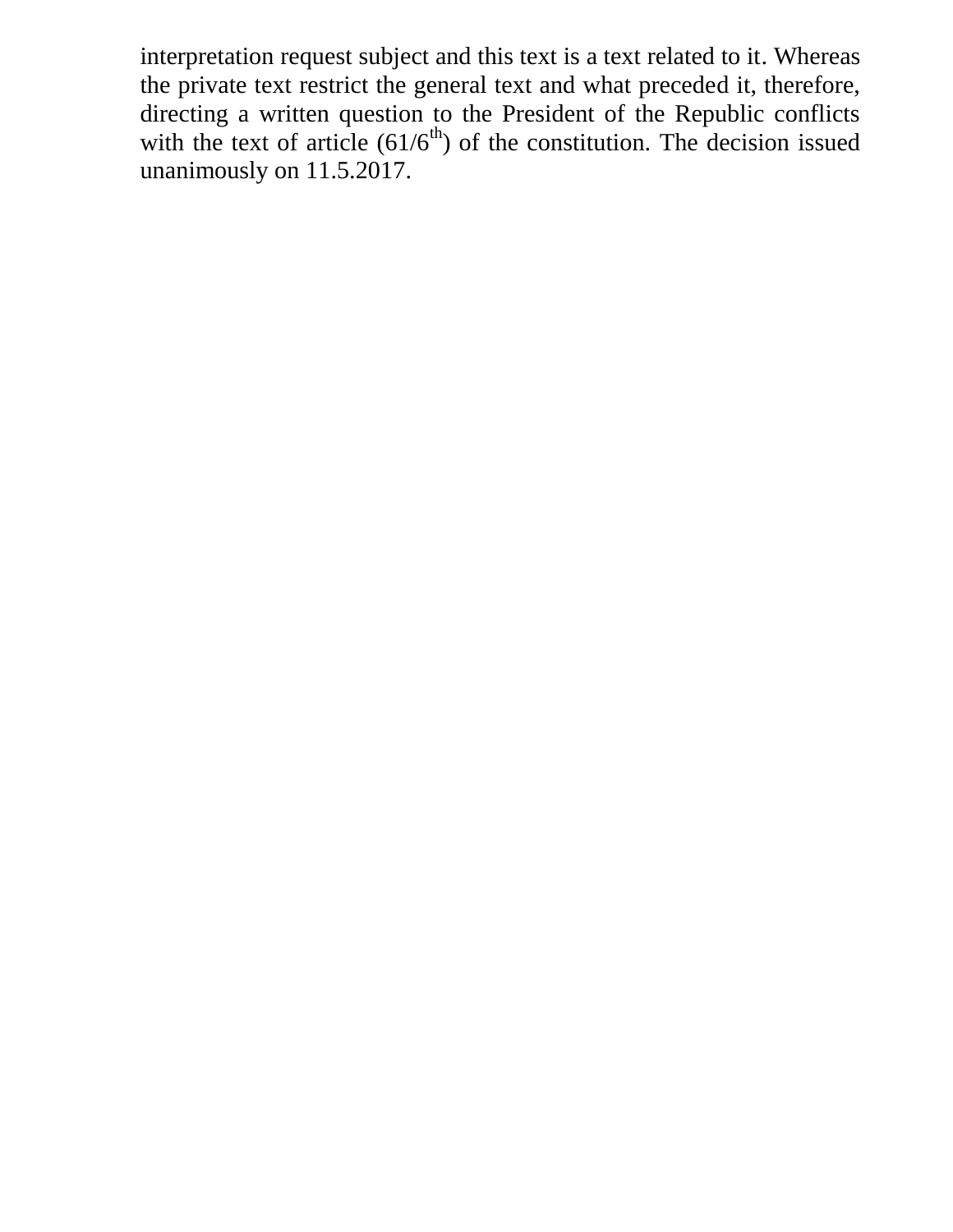interpretation request subject and this text is a text related to it. Whereas the private text restrict the general text and what preceded it, therefore, directing a written question to the President of the Republic conflicts with the text of article (61/6th) of the constitution. The decision issued unanimously on 11.5.2017.